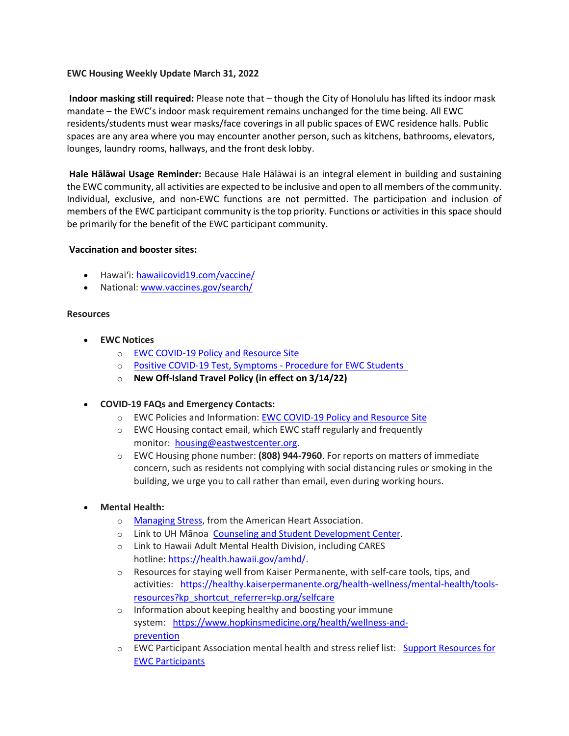**EWC Housing Weekly Update March 31, 2022**

**Indoor masking still required:** Please note that – though the City of Honolulu has lifted its indoor mask mandate – the EWC's indoor mask requirement remains unchanged for the time being. All EWC residents/students must wear masks/face coverings in all public spaces of EWC residence halls. Public spaces are any area where you may encounter another person, such as kitchens, bathrooms, elevators, lounges, laundry rooms, hallways, and the front desk lobby.

**Hale Hālāwai Usage Reminder:** Because Hale Hālāwai is an integral element in building and sustaining the EWC community, all activities are expected to be inclusive and open to all members of the community. Individual, exclusive, and non-EWC functions are not permitted. The participation and inclusion of members of the EWC participant community is the top priority. Functions or activities in this space should be primarily for the benefit of the EWC participant community.

**Vaccination and booster sites:**

- Hawai'i: [hawaiicovid19.com/vaccine/](hawaiicovid19.com/vaccine/)
- National: [www.vaccines.gov/search/](www.vaccines.gov/search/)

**Resources**

- **EWC Notices**
  - EWC COVID-19 Policy and Resource Site
  - Positive COVID-19 Test, Symptoms - Procedure for EWC Students
  - **New Off-Island Travel Policy (in effect on 3/14/22)**
- **COVID-19 FAQs and Emergency Contacts:**
  - EWC Policies and Information: EWC COVID-19 Policy and Resource Site
  - EWC Housing contact email, which EWC staff regularly and frequently monitor: housing@eastwestcenter.org.
  - EWC Housing phone number: **(808) 944-7960**. For reports on matters of immediate concern, such as residents not complying with social distancing rules or smoking in the building, we urge you to call rather than email, even during working hours.
- **Mental Health:**
  - Managing Stress, from the American Heart Association.
  - Link to UH Mānoa Counseling and Student Development Center.
  - Link to Hawaii Adult Mental Health Division, including CARES hotline: https://health.hawaii.gov/amhd/.
  - Resources for staying well from Kaiser Permanente, with self-care tools, tips, and activities: https://healthy.kaiserpermanente.org/health-wellness/mental-health/tools-resources?kp_shortcut_referrer=kp.org/selfcare
  - Information about keeping healthy and boosting your immune system: https://www.hopkinsmedicine.org/health/wellness-and-prevention
  - EWC Participant Association mental health and stress relief list: Support Resources for EWC Participants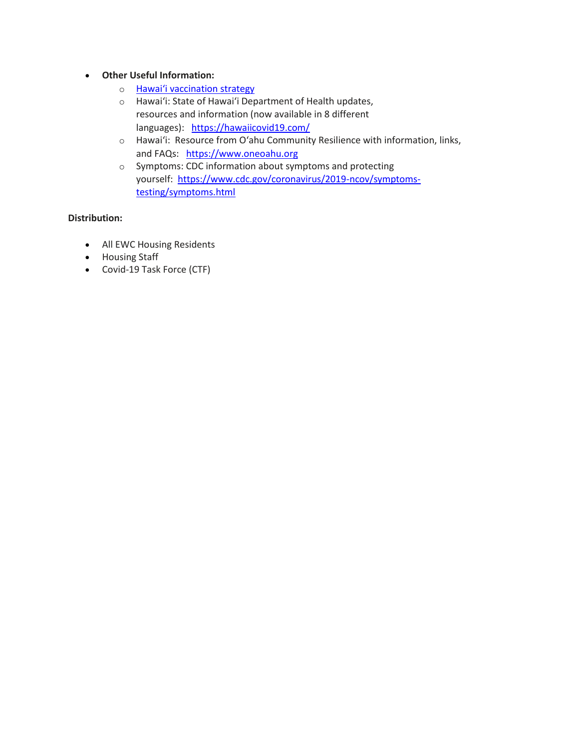- **Other Useful Information:**
  - [Hawaiʻi vaccination strategy]()
  - Hawaiʻi: State of Hawaiʻi Department of Health updates, resources and information (now available in 8 different languages): https://hawaiicovid19.com/
  - Hawaiʻi: Resource from Oʻahu Community Resilience with information, links, and FAQs: https://www.oneoahu.org
  - Symptoms: CDC information about symptoms and protecting yourself: https://www.cdc.gov/coronavirus/2019-ncov/symptoms-testing/symptoms.html

**Distribution:**

- All EWC Housing Residents
- Housing Staff
- Covid-19 Task Force (CTF)